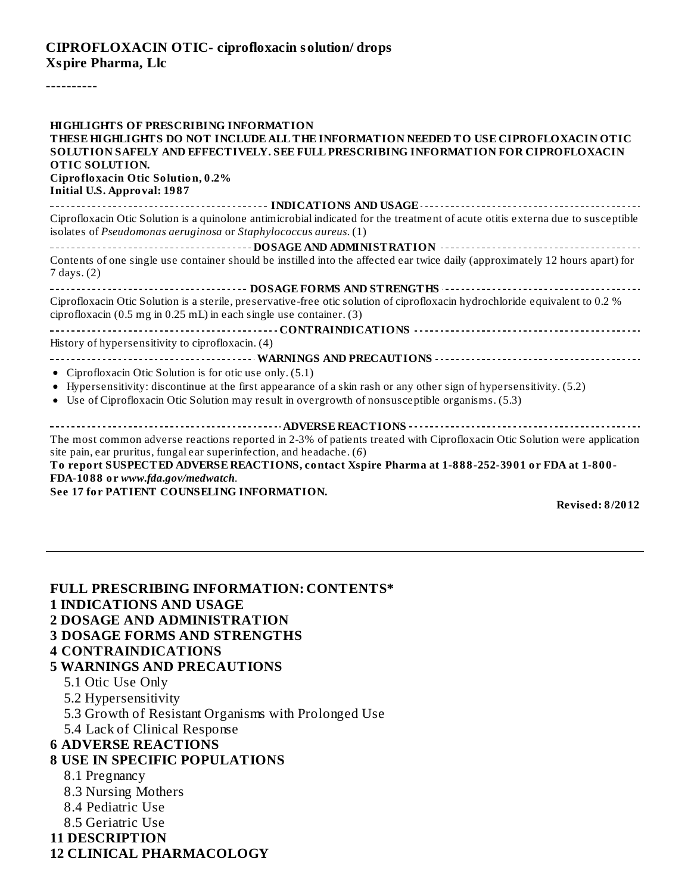**CIPROFLOXACIN OTIC- ciprofloxacin solution/ drops**
**Xspire Pharma, Llc**

----------

**HIGHLIGHTS OF PRESCRIBING INFORMATION**
**THESE HIGHLIGHTS DO NOT INCLUDE ALL THE INFORMATION NEEDED TO USE CIPROFLOXACIN OTIC SOLUTION SAFELY AND EFFECTIVELY. SEE FULL PRESCRIBING INFORMATION FOR CIPROFLOXACIN OTIC SOLUTION.**
**Ciprofloxacin Otic Solution, 0.2%**
**Initial U.S. Approval: 1987**

**INDICATIONS AND USAGE**

Ciprofloxacin Otic Solution is a quinolone antimicrobial indicated for the treatment of acute otitis externa due to susceptible isolates of *Pseudomonas aeruginosa* or *Staphylococcus aureus*. (1)

**DOSAGE AND ADMINISTRATION**

Contents of one single use container should be instilled into the affected ear twice daily (approximately 12 hours apart) for 7 days. (2)

**DOSAGE FORMS AND STRENGTHS**

Ciprofloxacin Otic Solution is a sterile, preservative-free otic solution of ciprofloxacin hydrochloride equivalent to 0.2 % ciprofloxacin (0.5 mg in 0.25 mL) in each single use container. (3)

**CONTRAINDICATIONS**

History of hypersensitivity to ciprofloxacin. (4)

**WARNINGS AND PRECAUTIONS**

- Ciprofloxacin Otic Solution is for otic use only. (5.1)
- Hypersensitivity: discontinue at the first appearance of a skin rash or any other sign of hypersensitivity. (5.2)
- Use of Ciprofloxacin Otic Solution may result in overgrowth of nonsusceptible organisms. (5.3)

**ADVERSE REACTIONS**

The most common adverse reactions reported in 2-3% of patients treated with Ciprofloxacin Otic Solution were application site pain, ear pruritus, fungal ear superinfection, and headache. (*6*)

**To report SUSPECTED ADVERSE REACTIONS, contact Xspire Pharma at 1-888-252-3901 or FDA at 1-800-FDA-1088 or *www.fda.gov/medwatch*.**

**See 17 for PATIENT COUNSELING INFORMATION.**

**Revised: 8/2012**

---

**FULL PRESCRIBING INFORMATION: CONTENTS***

**1 INDICATIONS AND USAGE**
**2 DOSAGE AND ADMINISTRATION**
**3 DOSAGE FORMS AND STRENGTHS**
**4 CONTRAINDICATIONS**
**5 WARNINGS AND PRECAUTIONS**
- 5.1 Otic Use Only
- 5.2 Hypersensitivity
- 5.3 Growth of Resistant Organisms with Prolonged Use
- 5.4 Lack of Clinical Response

**6 ADVERSE REACTIONS**
**8 USE IN SPECIFIC POPULATIONS**
- 8.1 Pregnancy
- 8.3 Nursing Mothers
- 8.4 Pediatric Use
- 8.5 Geriatric Use

**11 DESCRIPTION**
**12 CLINICAL PHARMACOLOGY**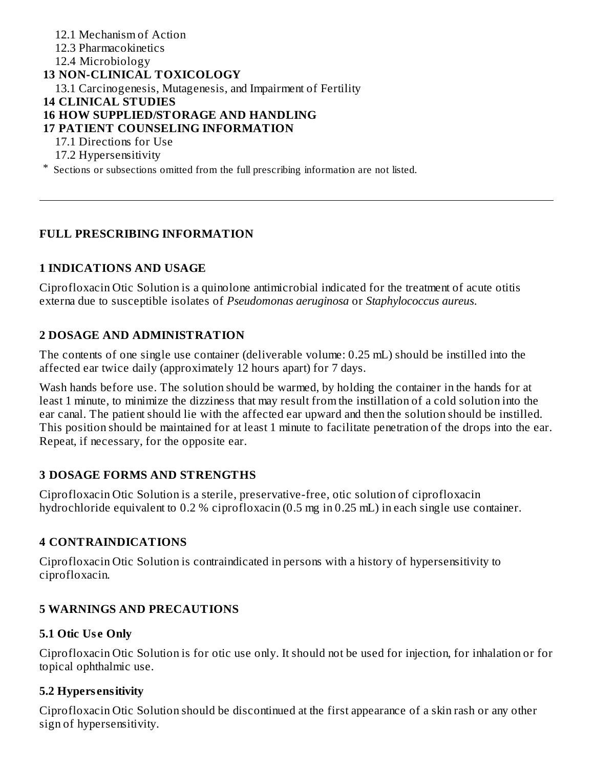12.1 Mechanism of Action
12.3 Pharmacokinetics
12.4 Microbiology

**13 NON-CLINICAL TOXICOLOGY**

13.1 Carcinogenesis, Mutagenesis, and Impairment of Fertility

**14 CLINICAL STUDIES**

**16 HOW SUPPLIED/STORAGE AND HANDLING**

**17 PATIENT COUNSELING INFORMATION**

17.1 Directions for Use
17.2 Hypersensitivity

* Sections or subsections omitted from the full prescribing information are not listed.

---

## FULL PRESCRIBING INFORMATION

### 1 INDICATIONS AND USAGE

Ciprofloxacin Otic Solution is a quinolone antimicrobial indicated for the treatment of acute otitis externa due to susceptible isolates of *Pseudomonas aeruginosa* or *Staphylococcus aureus*.

### 2 DOSAGE AND ADMINISTRATION

The contents of one single use container (deliverable volume: 0.25 mL) should be instilled into the affected ear twice daily (approximately 12 hours apart) for 7 days.

Wash hands before use. The solution should be warmed, by holding the container in the hands for at least 1 minute, to minimize the dizziness that may result from the instillation of a cold solution into the ear canal. The patient should lie with the affected ear upward and then the solution should be instilled. This position should be maintained for at least 1 minute to facilitate penetration of the drops into the ear. Repeat, if necessary, for the opposite ear.

### 3 DOSAGE FORMS AND STRENGTHS

Ciprofloxacin Otic Solution is a sterile, preservative-free, otic solution of ciprofloxacin hydrochloride equivalent to 0.2 % ciprofloxacin (0.5 mg in 0.25 mL) in each single use container.

### 4 CONTRAINDICATIONS

Ciprofloxacin Otic Solution is contraindicated in persons with a history of hypersensitivity to ciprofloxacin.

### 5 WARNINGS AND PRECAUTIONS

#### 5.1 Otic Use Only

Ciprofloxacin Otic Solution is for otic use only. It should not be used for injection, for inhalation or for topical ophthalmic use.

#### 5.2 Hypersensitivity

Ciprofloxacin Otic Solution should be discontinued at the first appearance of a skin rash or any other sign of hypersensitivity.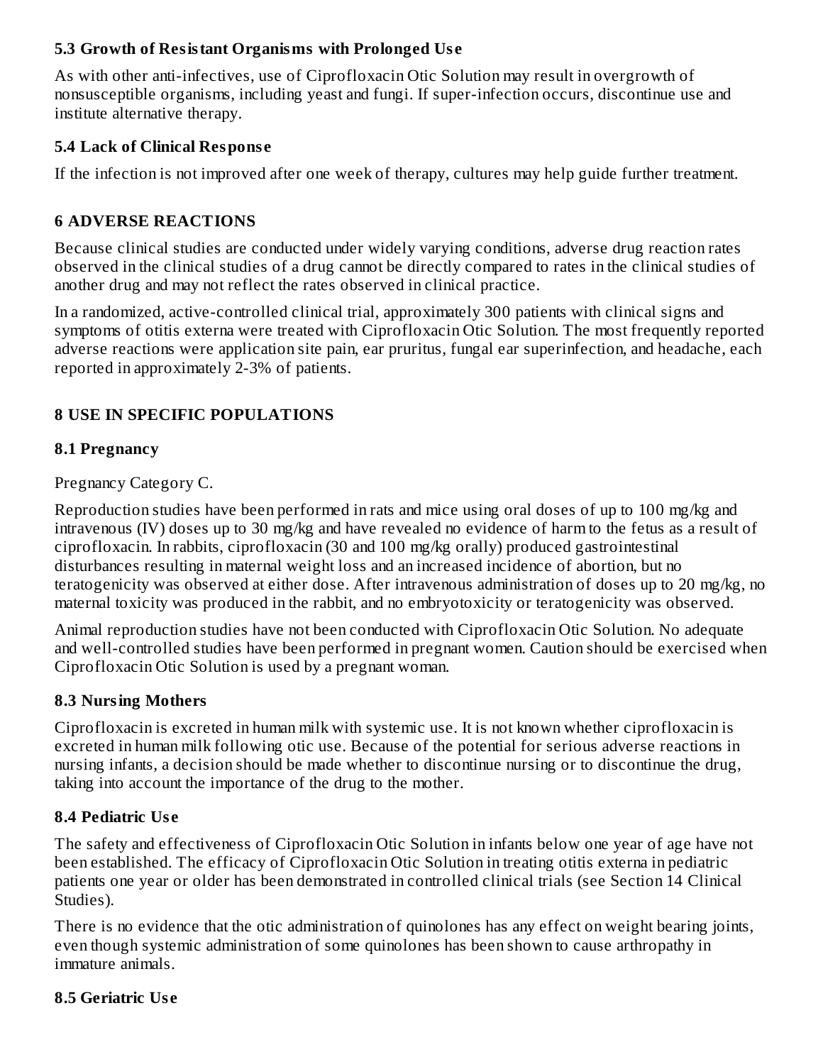### 5.3 Growth of Resistant Organisms with Prolonged Use

As with other anti-infectives, use of Ciprofloxacin Otic Solution may result in overgrowth of nonsusceptible organisms, including yeast and fungi. If super-infection occurs, discontinue use and institute alternative therapy.

### 5.4 Lack of Clinical Response

If the infection is not improved after one week of therapy, cultures may help guide further treatment.

## 6 ADVERSE REACTIONS

Because clinical studies are conducted under widely varying conditions, adverse drug reaction rates observed in the clinical studies of a drug cannot be directly compared to rates in the clinical studies of another drug and may not reflect the rates observed in clinical practice.

In a randomized, active-controlled clinical trial, approximately 300 patients with clinical signs and symptoms of otitis externa were treated with Ciprofloxacin Otic Solution. The most frequently reported adverse reactions were application site pain, ear pruritus, fungal ear superinfection, and headache, each reported in approximately 2-3% of patients.

## 8 USE IN SPECIFIC POPULATIONS

### 8.1 Pregnancy

Pregnancy Category C.

Reproduction studies have been performed in rats and mice using oral doses of up to 100 mg/kg and intravenous (IV) doses up to 30 mg/kg and have revealed no evidence of harm to the fetus as a result of ciprofloxacin. In rabbits, ciprofloxacin (30 and 100 mg/kg orally) produced gastrointestinal disturbances resulting in maternal weight loss and an increased incidence of abortion, but no teratogenicity was observed at either dose. After intravenous administration of doses up to 20 mg/kg, no maternal toxicity was produced in the rabbit, and no embryotoxicity or teratogenicity was observed.

Animal reproduction studies have not been conducted with Ciprofloxacin Otic Solution. No adequate and well-controlled studies have been performed in pregnant women. Caution should be exercised when Ciprofloxacin Otic Solution is used by a pregnant woman.

### 8.3 Nursing Mothers

Ciprofloxacin is excreted in human milk with systemic use. It is not known whether ciprofloxacin is excreted in human milk following otic use. Because of the potential for serious adverse reactions in nursing infants, a decision should be made whether to discontinue nursing or to discontinue the drug, taking into account the importance of the drug to the mother.

### 8.4 Pediatric Use

The safety and effectiveness of Ciprofloxacin Otic Solution in infants below one year of age have not been established. The efficacy of Ciprofloxacin Otic Solution in treating otitis externa in pediatric patients one year or older has been demonstrated in controlled clinical trials (see Section 14 Clinical Studies).

There is no evidence that the otic administration of quinolones has any effect on weight bearing joints, even though systemic administration of some quinolones has been shown to cause arthropathy in immature animals.

### 8.5 Geriatric Use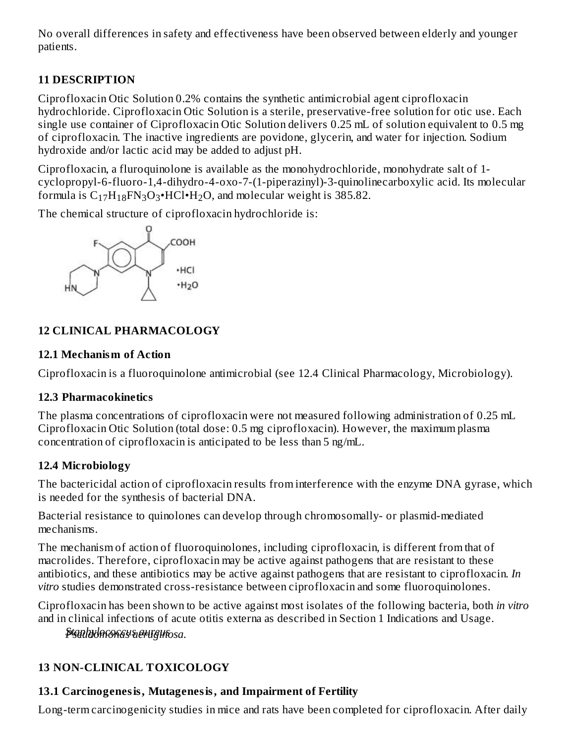No overall differences in safety and effectiveness have been observed between elderly and younger patients.

## 11 DESCRIPTION

Ciprofloxacin Otic Solution 0.2% contains the synthetic antimicrobial agent ciprofloxacin hydrochloride. Ciprofloxacin Otic Solution is a sterile, preservative-free solution for otic use. Each single use container of Ciprofloxacin Otic Solution delivers 0.25 mL of solution equivalent to 0.5 mg of ciprofloxacin. The inactive ingredients are povidone, glycerin, and water for injection. Sodium hydroxide and/or lactic acid may be added to adjust pH.

Ciprofloxacin, a fluroquinolone is available as the monohydrochloride, monohydrate salt of 1-cyclopropyl-6-fluoro-1,4-dihydro-4-oxo-7-(1-piperazinyl)-3-quinolinecarboxylic acid. Its molecular formula is $C_{17}H_{18}FN_3O_3$•HCl•$H_2O$, and molecular weight is 385.82.

The chemical structure of ciprofloxacin hydrochloride is:

## 12 CLINICAL PHARMACOLOGY

### 12.1 Mechanism of Action

Ciprofloxacin is a fluoroquinolone antimicrobial (see 12.4 Clinical Pharmacology, Microbiology).

### 12.3 Pharmacokinetics

The plasma concentrations of ciprofloxacin were not measured following administration of 0.25 mL Ciprofloxacin Otic Solution (total dose: 0.5 mg ciprofloxacin). However, the maximum plasma concentration of ciprofloxacin is anticipated to be less than 5 ng/mL.

### 12.4 Microbiology

The bactericidal action of ciprofloxacin results from interference with the enzyme DNA gyrase, which is needed for the synthesis of bacterial DNA.

Bacterial resistance to quinolones can develop through chromosomally- or plasmid-mediated mechanisms.

The mechanism of action of fluoroquinolones, including ciprofloxacin, is different from that of macrolides. Therefore, ciprofloxacin may be active against pathogens that are resistant to these antibiotics, and these antibiotics may be active against pathogens that are resistant to ciprofloxacin. *In vitro* studies demonstrated cross-resistance between ciprofloxacin and some fluoroquinolones.

Ciprofloxacin has been shown to be active against most isolates of the following bacteria, both *in vitro* and in clinical infections of acute otitis externa as described in Section 1 Indications and Usage.

*Staphylococcus aureus*
*Pseudomonas aeruginosa*.

## 13 NON-CLINICAL TOXICOLOGY

### 13.1 Carcinogenesis, Mutagenesis, and Impairment of Fertility

Long-term carcinogenicity studies in mice and rats have been completed for ciprofloxacin. After daily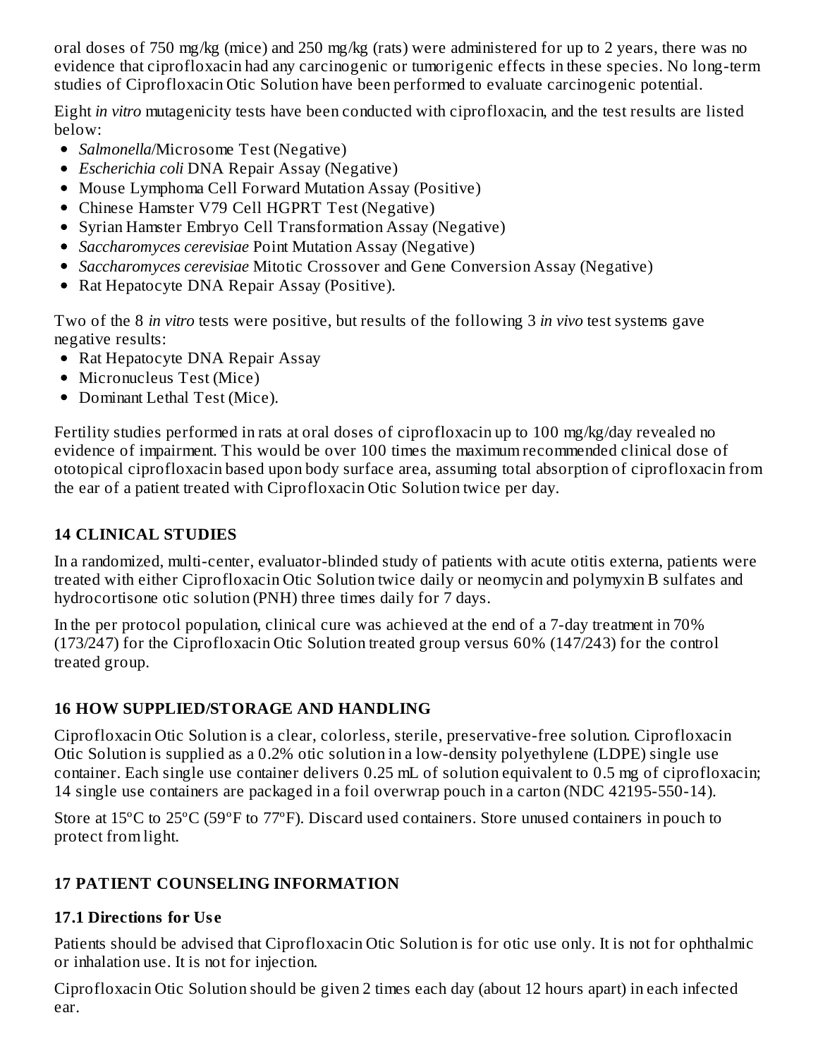oral doses of 750 mg/kg (mice) and 250 mg/kg (rats) were administered for up to 2 years, there was no evidence that ciprofloxacin had any carcinogenic or tumorigenic effects in these species. No long-term studies of Ciprofloxacin Otic Solution have been performed to evaluate carcinogenic potential.

Eight *in vitro* mutagenicity tests have been conducted with ciprofloxacin, and the test results are listed below:

- *Salmonella*/Microsome Test (Negative)
- *Escherichia coli* DNA Repair Assay (Negative)
- Mouse Lymphoma Cell Forward Mutation Assay (Positive)
- Chinese Hamster V79 Cell HGPRT Test (Negative)
- Syrian Hamster Embryo Cell Transformation Assay (Negative)
- *Saccharomyces cerevisiae* Point Mutation Assay (Negative)
- *Saccharomyces cerevisiae* Mitotic Crossover and Gene Conversion Assay (Negative)
- Rat Hepatocyte DNA Repair Assay (Positive).

Two of the 8 *in vitro* tests were positive, but results of the following 3 *in vivo* test systems gave negative results:

- Rat Hepatocyte DNA Repair Assay
- Micronucleus Test (Mice)
- Dominant Lethal Test (Mice).

Fertility studies performed in rats at oral doses of ciprofloxacin up to 100 mg/kg/day revealed no evidence of impairment. This would be over 100 times the maximum recommended clinical dose of ototopical ciprofloxacin based upon body surface area, assuming total absorption of ciprofloxacin from the ear of a patient treated with Ciprofloxacin Otic Solution twice per day.

## 14 CLINICAL STUDIES

In a randomized, multi-center, evaluator-blinded study of patients with acute otitis externa, patients were treated with either Ciprofloxacin Otic Solution twice daily or neomycin and polymyxin B sulfates and hydrocortisone otic solution (PNH) three times daily for 7 days.

In the per protocol population, clinical cure was achieved at the end of a 7-day treatment in 70% (173/247) for the Ciprofloxacin Otic Solution treated group versus 60% (147/243) for the control treated group.

## 16 HOW SUPPLIED/STORAGE AND HANDLING

Ciprofloxacin Otic Solution is a clear, colorless, sterile, preservative-free solution. Ciprofloxacin Otic Solution is supplied as a 0.2% otic solution in a low-density polyethylene (LDPE) single use container. Each single use container delivers 0.25 mL of solution equivalent to 0.5 mg of ciprofloxacin; 14 single use containers are packaged in a foil overwrap pouch in a carton (NDC 42195-550-14).

Store at 15ºC to 25ºC (59ºF to 77ºF). Discard used containers. Store unused containers in pouch to protect from light.

## 17 PATIENT COUNSELING INFORMATION

### 17.1 Directions for Use

Patients should be advised that Ciprofloxacin Otic Solution is for otic use only. It is not for ophthalmic or inhalation use. It is not for injection.

Ciprofloxacin Otic Solution should be given 2 times each day (about 12 hours apart) in each infected ear.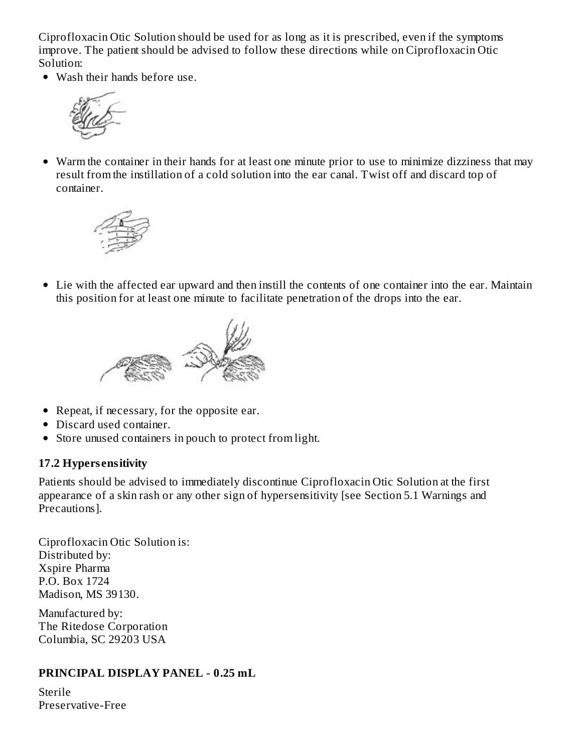Ciprofloxacin Otic Solution should be used for as long as it is prescribed, even if the symptoms improve. The patient should be advised to follow these directions while on Ciprofloxacin Otic Solution:

- Wash their hands before use.
- Warm the container in their hands for at least one minute prior to use to minimize dizziness that may result from the instillation of a cold solution into the ear canal. Twist off and discard top of container.
- Lie with the affected ear upward and then instill the contents of one container into the ear. Maintain this position for at least one minute to facilitate penetration of the drops into the ear.
- Repeat, if necessary, for the opposite ear.
- Discard used container.
- Store unused containers in pouch to protect from light.

### 17.2 Hypersensitivity

Patients should be advised to immediately discontinue Ciprofloxacin Otic Solution at the first appearance of a skin rash or any other sign of hypersensitivity [see Section 5.1 Warnings and Precautions].

Ciprofloxacin Otic Solution is:
Distributed by:
Xspire Pharma
P.O. Box 1724
Madison, MS 39130.

Manufactured by:
The Ritedose Corporation
Columbia, SC 29203 USA

### PRINCIPAL DISPLAY PANEL - 0.25 mL

Sterile
Preservative-Free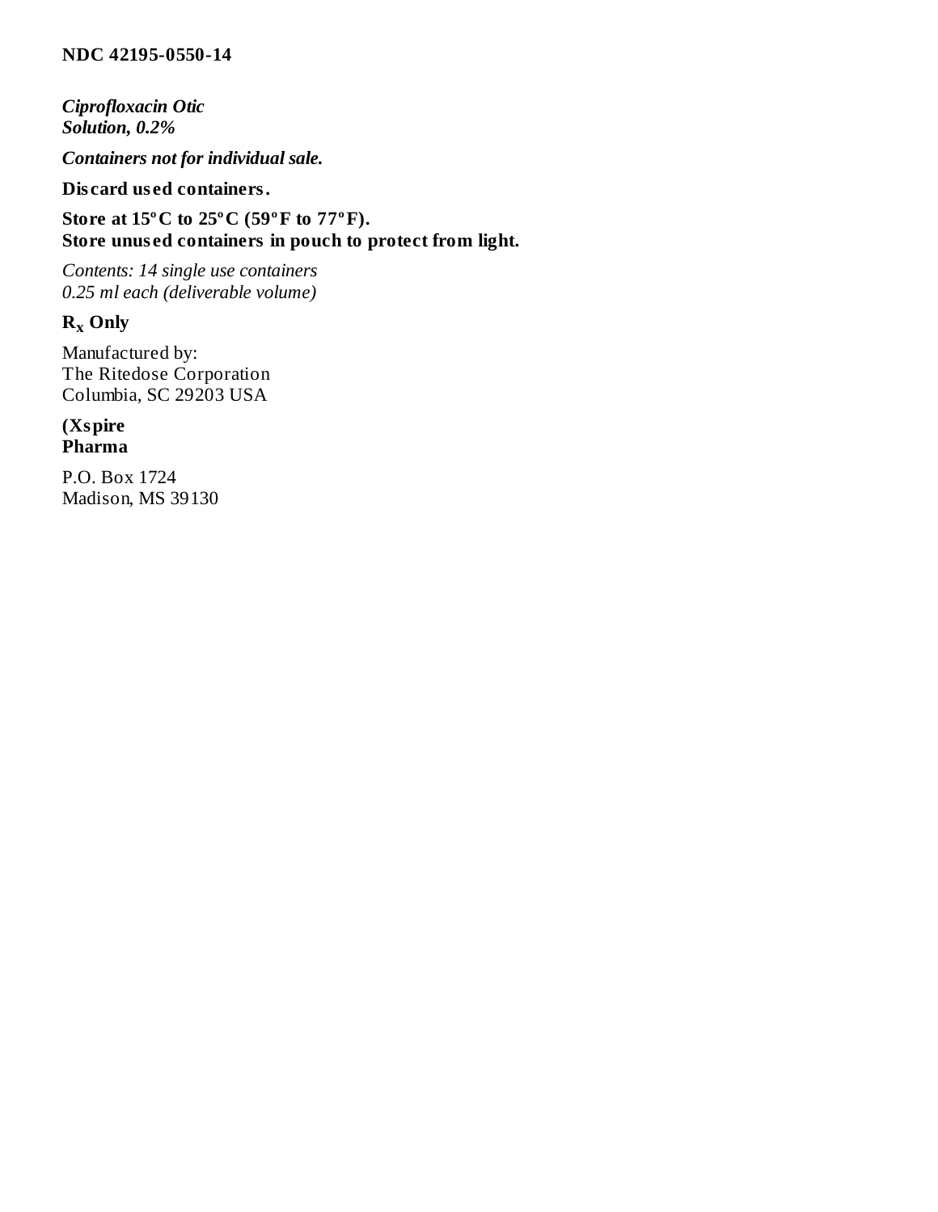**NDC 42195-0550-14**

***Ciprofloxacin Otic Solution, 0.2%***

***Containers not for individual sale.***

**Discard used containers.**

**Store at 15°C to 25°C (59°F to 77°F).**
**Store unused containers in pouch to protect from light.**

*Contents: 14 single use containers*
*0.25 ml each (deliverable volume)*

**$R_x$ Only**

Manufactured by:
The Ritedose Corporation
Columbia, SC 29203 USA

**(Xspire Pharma**

P.O. Box 1724
Madison, MS 39130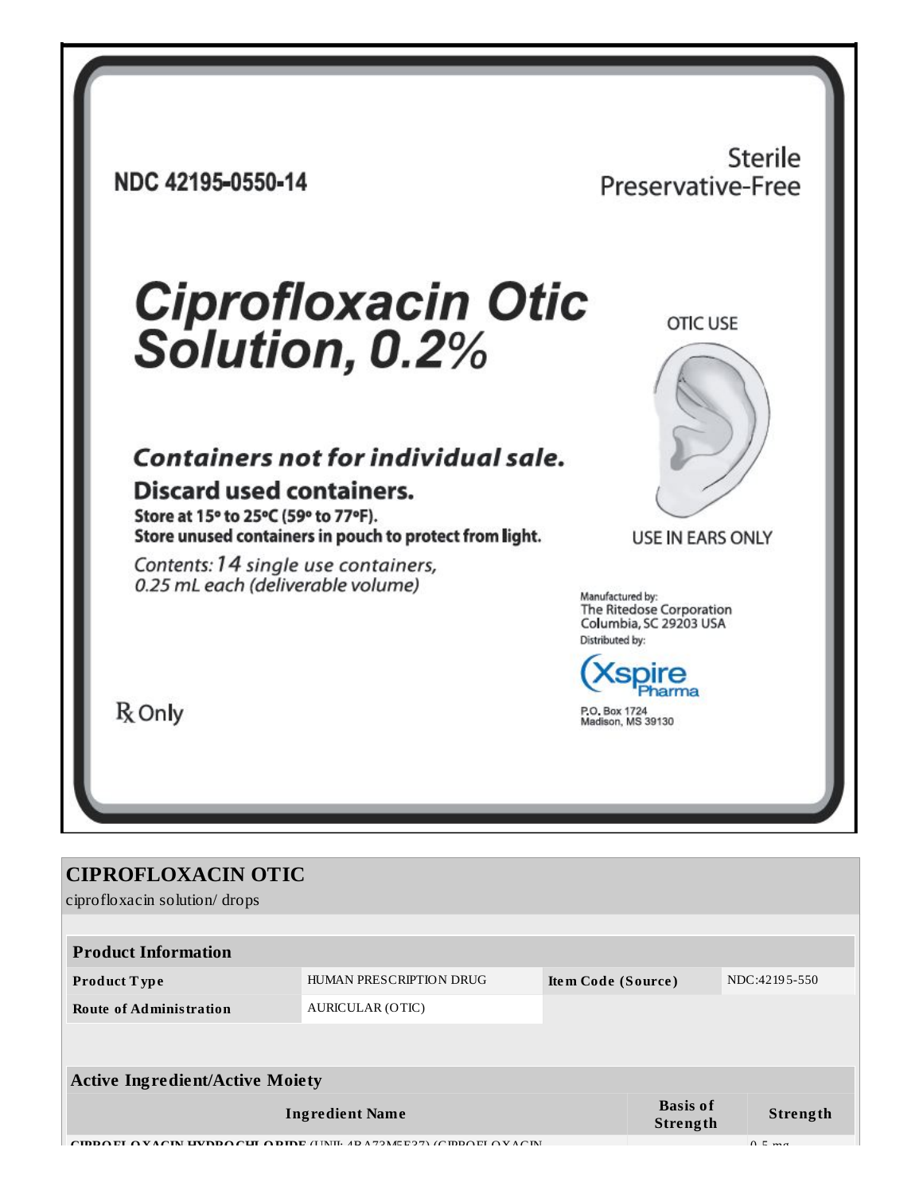NDC 42195-0550-14

Sterile
Preservative-Free

# Ciprofloxacin Otic Solution, 0.2%

OTIC USE

USE IN EARS ONLY

***Containers not for individual sale.***

**Discard used containers.**

**Store at 15° to 25°C (59° to 77°F).**
**Store unused containers in pouch to protect from light.**

*Contents: 14 single use containers, 0.25 mL each (deliverable volume)*

Manufactured by:
The Ritedose Corporation
Columbia, SC 29203 USA

Distributed by:
Xspire Pharma
P.O. Box 1724
Madison, MS 39130

℞ Only

## CIPROFLOXACIN OTIC

ciprofloxacin solution/ drops

| Product Information | | | |
|---|---|---|---|
| **Product Type** | HUMAN PRESCRIPTION DRUG | **Item Code (Source)** | NDC:42195-550 |
| **Route of Administration** | AURICULAR (OTIC) | | |

| Active Ingredient/Active Moiety | | |
|---|---|---|
| **Ingredient Name** | **Basis of Strength** | **Strength** |
| CIPROFLOXACIN HYDROCHLORIDE (UNII: 4BA73M5E37) (CIPROFLOXACIN | | 0.5 mg |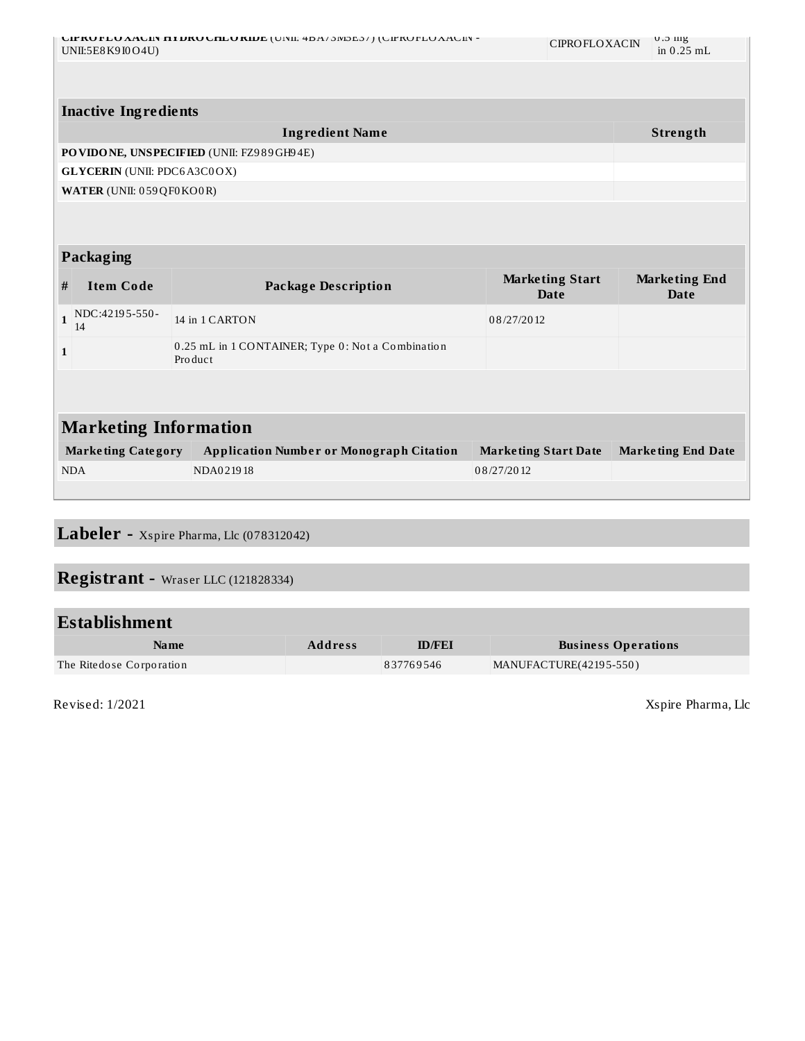| | | |
|---|---|---|
| **CIPROFLOXACIN HYDROCHLORIDE** (UNII: 4BA73M5E37) (CIPROFLOXACIN - UNII:5E8K9I0O4U) | CIPROFLOXACIN | 0.5 mg in 0.25 mL |

| Inactive Ingredients | |
|---|---|
| **Ingredient Name** | **Strength** |
| **POVIDONE, UNSPECIFIED** (UNII: FZ989GH94E) | |
| **GLYCERIN** (UNII: PDC6A3C0OX) | |
| **WATER** (UNII: 059QF0KO0R) | |

**Packaging**

| # | Item Code | Package Description | Marketing Start Date | Marketing End Date |
|---|---|---|---|---|
| 1 | NDC:42195-550-14 | 14 in 1 CARTON | 08/27/2012 | |
| 1 | | 0.25 mL in 1 CONTAINER; Type 0: Not a Combination Product | | |

**Marketing Information**

| Marketing Category | Application Number or Monograph Citation | Marketing Start Date | Marketing End Date |
|---|---|---|---|
| NDA | NDA021918 | 08/27/2012 | |

## Labeler - Xspire Pharma, Llc (078312042)

## Registrant - Wraser LLC (121828334)

## Establishment

| Name | Address | ID/FEI | Business Operations |
|---|---|---|---|
| The Ritedose Corporation | | 837769546 | MANUFACTURE(42195-550) |

Revised: 1/2021

Xspire Pharma, Llc